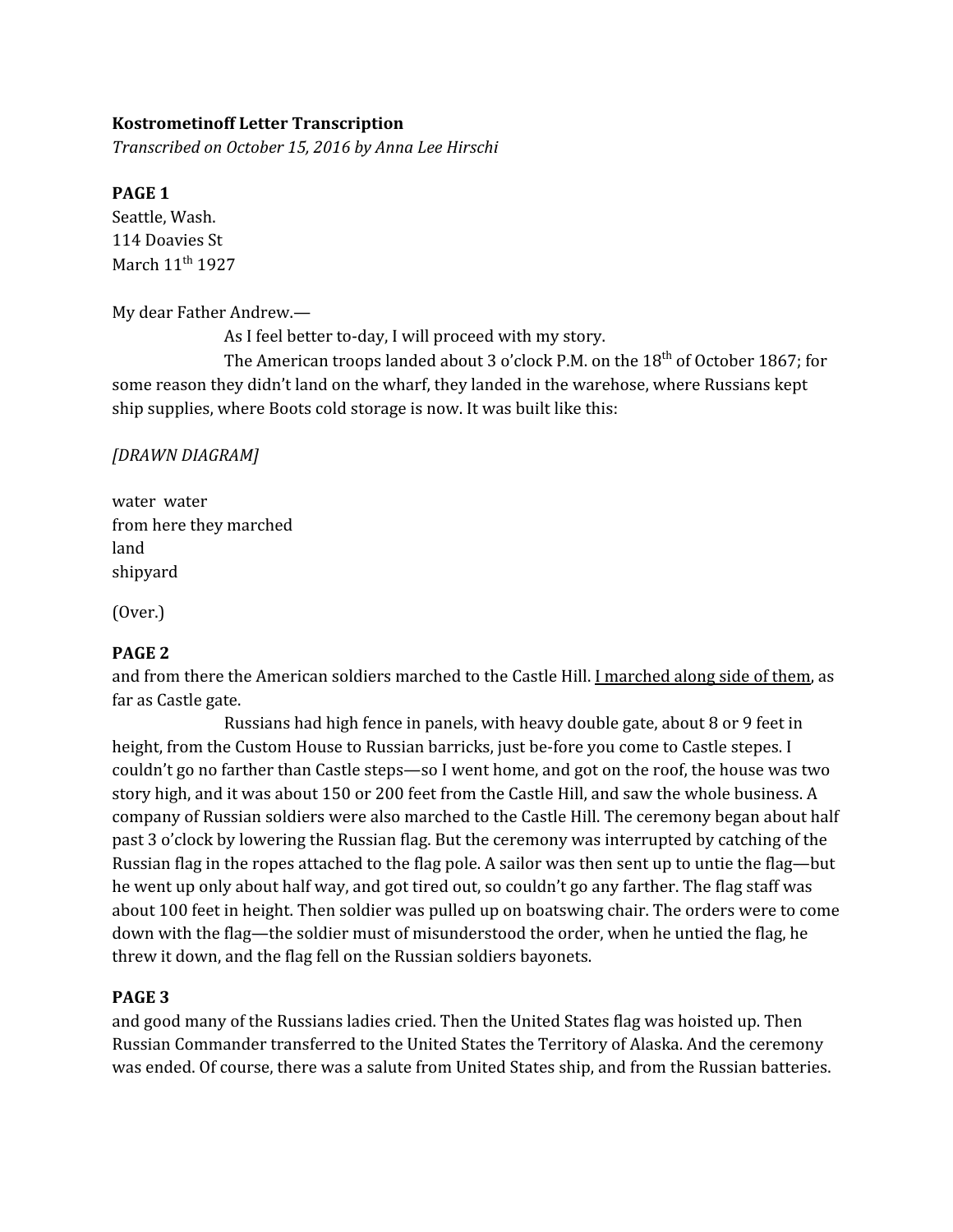**Kostrometinoff Letter Transcription**
*Transcribed on October 15, 2016 by Anna Lee Hirschi*

**PAGE 1**
Seattle, Wash.
114 Doavies St
March 11th 1927

My dear Father Andrew.—

As I feel better to-day, I will proceed with my story.

The American troops landed about 3 o'clock P.M. on the 18th of October 1867; for some reason they didn't land on the wharf, they landed in the warehose, where Russians kept ship supplies, where Boots cold storage is now. It was built like this:

*[DRAWN DIAGRAM]*

water water
from here they marched
land
shipyard

(Over.)

**PAGE 2**
and from there the American soldiers marched to the Castle Hill. <u>I marched along side of them</u>, as far as Castle gate.

Russians had high fence in panels, with heavy double gate, about 8 or 9 feet in height, from the Custom House to Russian barricks, just be-fore you come to Castle stepes. I couldn't go no farther than Castle steps—so I went home, and got on the roof, the house was two story high, and it was about 150 or 200 feet from the Castle Hill, and saw the whole business. A company of Russian soldiers were also marched to the Castle Hill. The ceremony began about half past 3 o'clock by lowering the Russian flag. But the ceremony was interrupted by catching of the Russian flag in the ropes attached to the flag pole. A sailor was then sent up to untie the flag—but he went up only about half way, and got tired out, so couldn't go any farther. The flag staff was about 100 feet in height. Then soldier was pulled up on boatswing chair. The orders were to come down with the flag—the soldier must of misunderstood the order, when he untied the flag, he threw it down, and the flag fell on the Russian soldiers bayonets.

**PAGE 3**
and good many of the Russians ladies cried. Then the United States flag was hoisted up. Then Russian Commander transferred to the United States the Territory of Alaska. And the ceremony was ended. Of course, there was a salute from United States ship, and from the Russian batteries.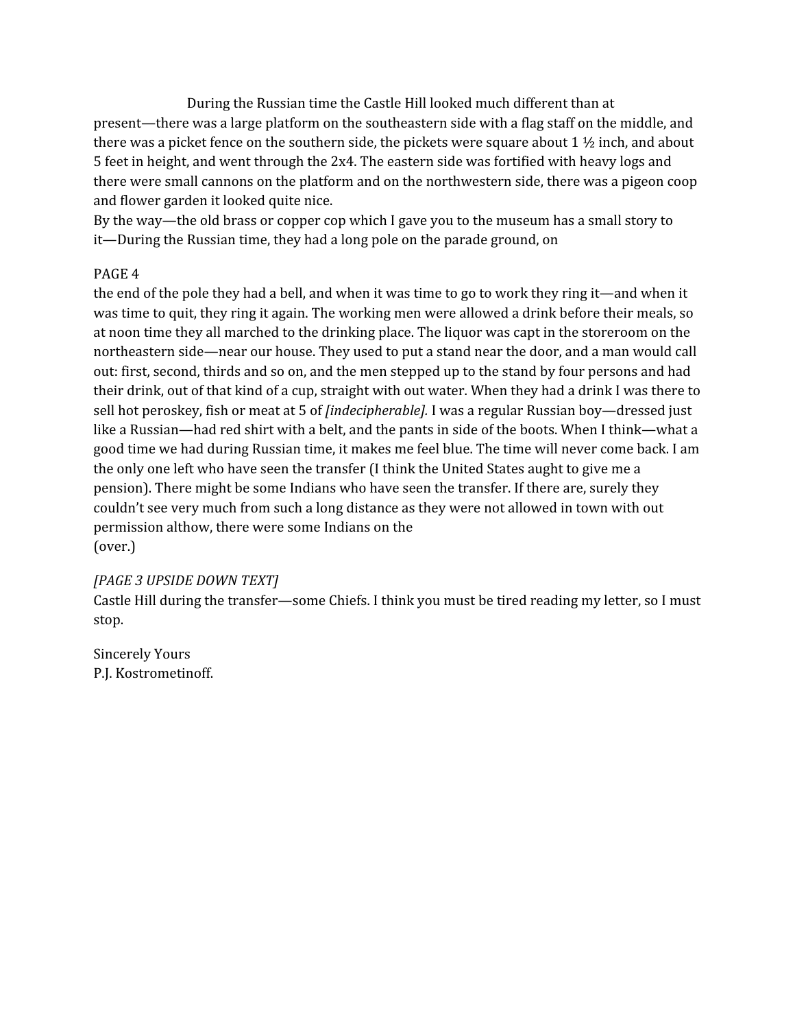During the Russian time the Castle Hill looked much different than at present—there was a large platform on the southeastern side with a flag staff on the middle, and there was a picket fence on the southern side, the pickets were square about 1 ½ inch, and about 5 feet in height, and went through the 2x4. The eastern side was fortified with heavy logs and there were small cannons on the platform and on the northwestern side, there was a pigeon coop and flower garden it looked quite nice.

By the way—the old brass or copper cop which I gave you to the museum has a small story to it—During the Russian time, they had a long pole on the parade ground, on

PAGE 4

the end of the pole they had a bell, and when it was time to go to work they ring it—and when it was time to quit, they ring it again. The working men were allowed a drink before their meals, so at noon time they all marched to the drinking place. The liquor was capt in the storeroom on the northeastern side—near our house. They used to put a stand near the door, and a man would call out: first, second, thirds and so on, and the men stepped up to the stand by four persons and had their drink, out of that kind of a cup, straight with out water. When they had a drink I was there to sell hot peroskey, fish or meat at 5 of *[indecipherable].* I was a regular Russian boy—dressed just like a Russian—had red shirt with a belt, and the pants in side of the boots. When I think—what a good time we had during Russian time, it makes me feel blue. The time will never come back. I am the only one left who have seen the transfer (I think the United States aught to give me a pension). There might be some Indians who have seen the transfer. If there are, surely they couldn't see very much from such a long distance as they were not allowed in town with out permission althow, there were some Indians on the
(over.)

*[PAGE 3 UPSIDE DOWN TEXT]*

Castle Hill during the transfer—some Chiefs. I think you must be tired reading my letter, so I must stop.

Sincerely Yours
P.J. Kostrometinoff.